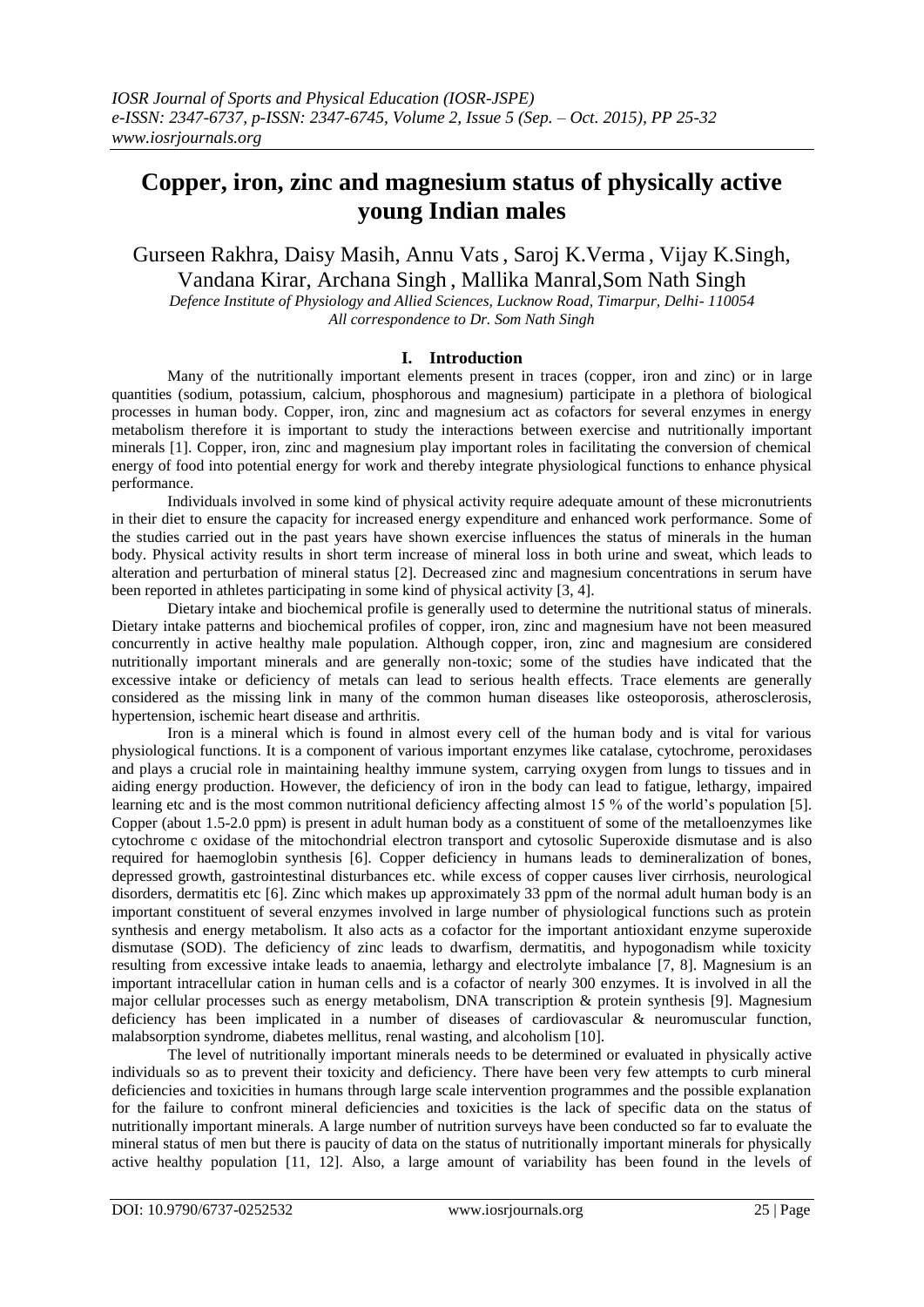# Copper, iron, zinc and magnesium status of physically active young Indian males

Gurseen Rakhra, Daisy Masih, Annu Vats , Saroj K.Verma , Vijay K.Singh, Vandana Kirar, Archana Singh , Mallika Manral,Som Nath Singh

*Defence Institute of Physiology and Allied Sciences, Lucknow Road, Timarpur, Delhi- 110054*
*All correspondence to Dr. Som Nath Singh*

## I. Introduction

Many of the nutritionally important elements present in traces (copper, iron and zinc) or in large quantities (sodium, potassium, calcium, phosphorous and magnesium) participate in a plethora of biological processes in human body. Copper, iron, zinc and magnesium act as cofactors for several enzymes in energy metabolism therefore it is important to study the interactions between exercise and nutritionally important minerals [1]. Copper, iron, zinc and magnesium play important roles in facilitating the conversion of chemical energy of food into potential energy for work and thereby integrate physiological functions to enhance physical performance.

Individuals involved in some kind of physical activity require adequate amount of these micronutrients in their diet to ensure the capacity for increased energy expenditure and enhanced work performance. Some of the studies carried out in the past years have shown exercise influences the status of minerals in the human body. Physical activity results in short term increase of mineral loss in both urine and sweat, which leads to alteration and perturbation of mineral status [2]. Decreased zinc and magnesium concentrations in serum have been reported in athletes participating in some kind of physical activity [3, 4].

Dietary intake and biochemical profile is generally used to determine the nutritional status of minerals. Dietary intake patterns and biochemical profiles of copper, iron, zinc and magnesium have not been measured concurrently in active healthy male population. Although copper, iron, zinc and magnesium are considered nutritionally important minerals and are generally non-toxic; some of the studies have indicated that the excessive intake or deficiency of metals can lead to serious health effects. Trace elements are generally considered as the missing link in many of the common human diseases like osteoporosis, atherosclerosis, hypertension, ischemic heart disease and arthritis.

Iron is a mineral which is found in almost every cell of the human body and is vital for various physiological functions. It is a component of various important enzymes like catalase, cytochrome, peroxidases and plays a crucial role in maintaining healthy immune system, carrying oxygen from lungs to tissues and in aiding energy production. However, the deficiency of iron in the body can lead to fatigue, lethargy, impaired learning etc and is the most common nutritional deficiency affecting almost 15 % of the world's population [5]. Copper (about 1.5-2.0 ppm) is present in adult human body as a constituent of some of the metalloenzymes like cytochrome c oxidase of the mitochondrial electron transport and cytosolic Superoxide dismutase and is also required for haemoglobin synthesis [6]. Copper deficiency in humans leads to demineralization of bones, depressed growth, gastrointestinal disturbances etc. while excess of copper causes liver cirrhosis, neurological disorders, dermatitis etc [6]. Zinc which makes up approximately 33 ppm of the normal adult human body is an important constituent of several enzymes involved in large number of physiological functions such as protein synthesis and energy metabolism. It also acts as a cofactor for the important antioxidant enzyme superoxide dismutase (SOD). The deficiency of zinc leads to dwarfism, dermatitis, and hypogonadism while toxicity resulting from excessive intake leads to anaemia, lethargy and electrolyte imbalance [7, 8]. Magnesium is an important intracellular cation in human cells and is a cofactor of nearly 300 enzymes. It is involved in all the major cellular processes such as energy metabolism, DNA transcription & protein synthesis [9]. Magnesium deficiency has been implicated in a number of diseases of cardiovascular & neuromuscular function, malabsorption syndrome, diabetes mellitus, renal wasting, and alcoholism [10].

The level of nutritionally important minerals needs to be determined or evaluated in physically active individuals so as to prevent their toxicity and deficiency. There have been very few attempts to curb mineral deficiencies and toxicities in humans through large scale intervention programmes and the possible explanation for the failure to confront mineral deficiencies and toxicities is the lack of specific data on the status of nutritionally important minerals. A large number of nutrition surveys have been conducted so far to evaluate the mineral status of men but there is paucity of data on the status of nutritionally important minerals for physically active healthy population [11, 12]. Also, a large amount of variability has been found in the levels of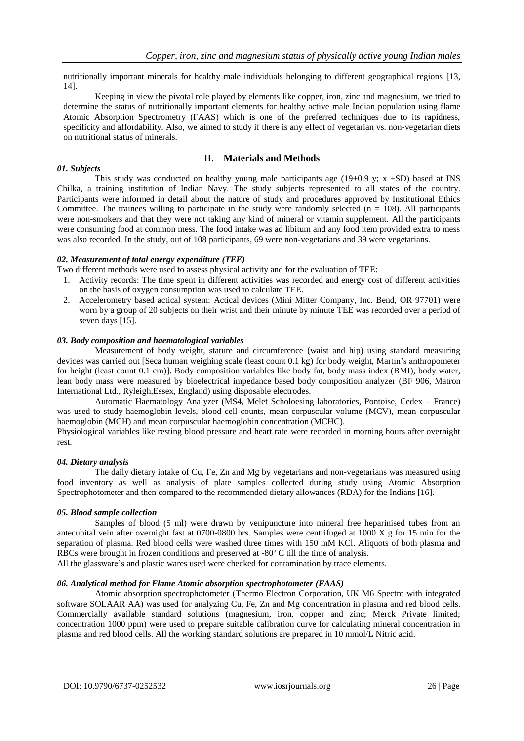nutritionally important minerals for healthy male individuals belonging to different geographical regions [13, 14].

Keeping in view the pivotal role played by elements like copper, iron, zinc and magnesium, we tried to determine the status of nutritionally important elements for healthy active male Indian population using flame Atomic Absorption Spectrometry (FAAS) which is one of the preferred techniques due to its rapidness, specificity and affordability. Also, we aimed to study if there is any effect of vegetarian vs. non-vegetarian diets on nutritional status of minerals.

## II. Materials and Methods

### *01. Subjects*

This study was conducted on healthy young male participants age (19±0.9 y; x ±SD) based at INS Chilka, a training institution of Indian Navy. The study subjects represented to all states of the country. Participants were informed in detail about the nature of study and procedures approved by Institutional Ethics Committee. The trainees willing to participate in the study were randomly selected (n = 108). All participants were non-smokers and that they were not taking any kind of mineral or vitamin supplement. All the participants were consuming food at common mess. The food intake was ad libitum and any food item provided extra to mess was also recorded. In the study, out of 108 participants, 69 were non-vegetarians and 39 were vegetarians.

### *02. Measurement of total energy expenditure (TEE)*

Two different methods were used to assess physical activity and for the evaluation of TEE:

1. Activity records: The time spent in different activities was recorded and energy cost of different activities on the basis of oxygen consumption was used to calculate TEE.
2. Accelerometry based actical system: Actical devices (Mini Mitter Company, Inc. Bend, OR 97701) were worn by a group of 20 subjects on their wrist and their minute by minute TEE was recorded over a period of seven days [15].

### *03. Body composition and haematological variables*

Measurement of body weight, stature and circumference (waist and hip) using standard measuring devices was carried out [Seca human weighing scale (least count 0.1 kg) for body weight, Martin's anthropometer for height (least count 0.1 cm)]. Body composition variables like body fat, body mass index (BMI), body water, lean body mass were measured by bioelectrical impedance based body composition analyzer (BF 906, Matron International Ltd., Ryleigh,Essex, England) using disposable electrodes.

Automatic Haematology Analyzer (MS4, Melet Scholoesing laboratories, Pontoise, Cedex – France) was used to study haemoglobin levels, blood cell counts, mean corpuscular volume (MCV), mean corpuscular haemoglobin (MCH) and mean corpuscular haemoglobin concentration (MCHC).

Physiological variables like resting blood pressure and heart rate were recorded in morning hours after overnight rest.

### *04. Dietary analysis*

The daily dietary intake of Cu, Fe, Zn and Mg by vegetarians and non-vegetarians was measured using food inventory as well as analysis of plate samples collected during study using Atomic Absorption Spectrophotometer and then compared to the recommended dietary allowances (RDA) for the Indians [16].

### *05. Blood sample collection*

Samples of blood (5 ml) were drawn by venipuncture into mineral free heparinised tubes from an antecubital vein after overnight fast at 0700-0800 hrs. Samples were centrifuged at 1000 X g for 15 min for the separation of plasma. Red blood cells were washed three times with 150 mM KCl. Aliquots of both plasma and RBCs were brought in frozen conditions and preserved at -80º C till the time of analysis.

All the glassware's and plastic wares used were checked for contamination by trace elements.

### *06. Analytical method for Flame Atomic absorption spectrophotometer (FAAS)*

Atomic absorption spectrophotometer (Thermo Electron Corporation, UK M6 Spectro with integrated software SOLAAR AA) was used for analyzing Cu, Fe, Zn and Mg concentration in plasma and red blood cells. Commercially available standard solutions (magnesium, iron, copper and zinc; Merck Private limited; concentration 1000 ppm) were used to prepare suitable calibration curve for calculating mineral concentration in plasma and red blood cells. All the working standard solutions are prepared in 10 mmol/L Nitric acid.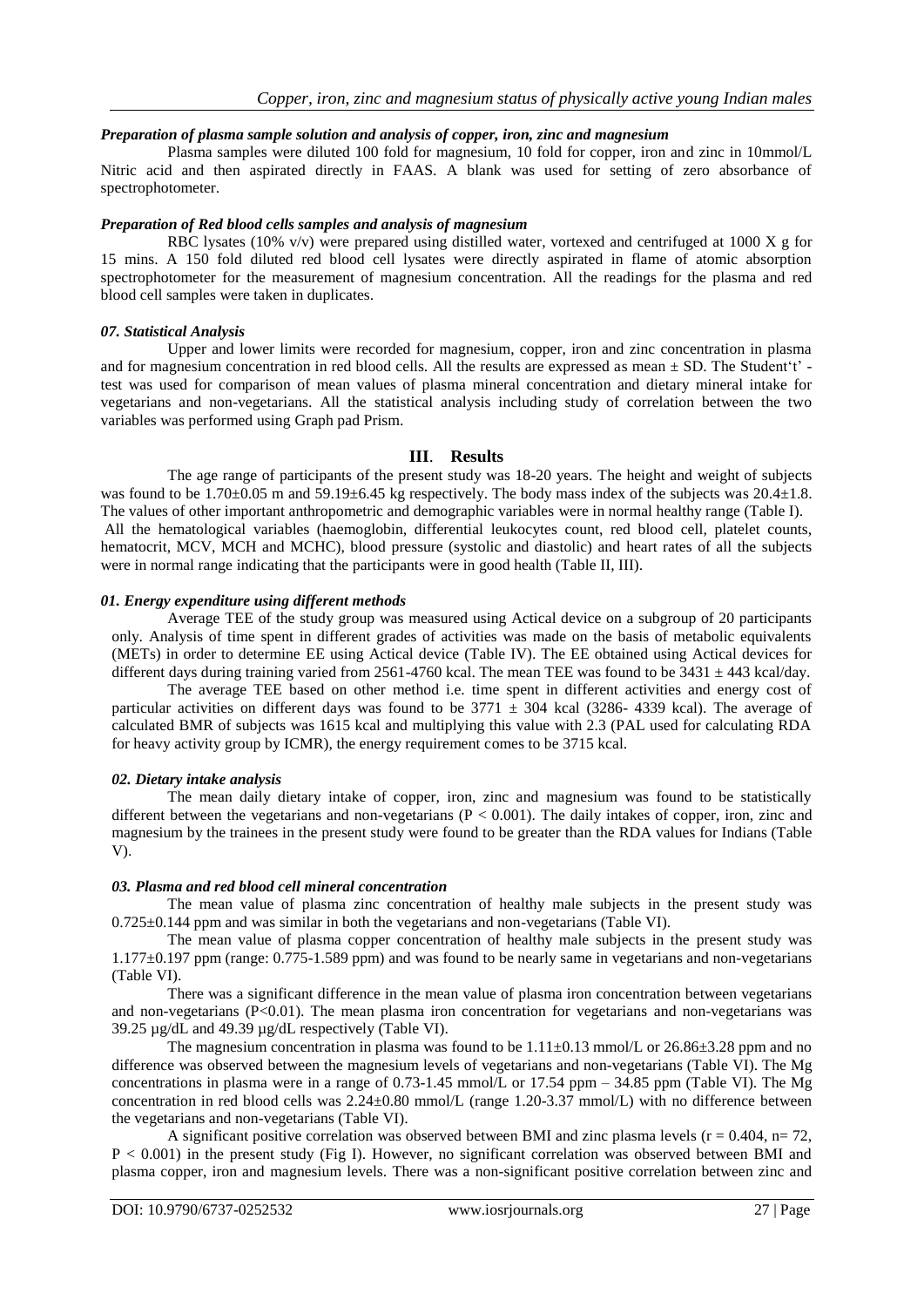#### *Preparation of plasma sample solution and analysis of copper, iron, zinc and magnesium*

Plasma samples were diluted 100 fold for magnesium, 10 fold for copper, iron and zinc in 10mmol/L Nitric acid and then aspirated directly in FAAS. A blank was used for setting of zero absorbance of spectrophotometer.

#### *Preparation of Red blood cells samples and analysis of magnesium*

RBC lysates (10% v/v) were prepared using distilled water, vortexed and centrifuged at 1000 X g for 15 mins. A 150 fold diluted red blood cell lysates were directly aspirated in flame of atomic absorption spectrophotometer for the measurement of magnesium concentration. All the readings for the plasma and red blood cell samples were taken in duplicates.

#### *07. Statistical Analysis*

Upper and lower limits were recorded for magnesium, copper, iron and zinc concentration in plasma and for magnesium concentration in red blood cells. All the results are expressed as mean ± SD. The Student't' - test was used for comparison of mean values of plasma mineral concentration and dietary mineral intake for vegetarians and non-vegetarians. All the statistical analysis including study of correlation between the two variables was performed using Graph pad Prism.

## III. Results

The age range of participants of the present study was 18-20 years. The height and weight of subjects was found to be 1.70±0.05 m and 59.19±6.45 kg respectively. The body mass index of the subjects was 20.4±1.8. The values of other important anthropometric and demographic variables were in normal healthy range (Table I).

All the hematological variables (haemoglobin, differential leukocytes count, red blood cell, platelet counts, hematocrit, MCV, MCH and MCHC), blood pressure (systolic and diastolic) and heart rates of all the subjects were in normal range indicating that the participants were in good health (Table II, III).

#### *01. Energy expenditure using different methods*

Average TEE of the study group was measured using Actical device on a subgroup of 20 participants only. Analysis of time spent in different grades of activities was made on the basis of metabolic equivalents (METs) in order to determine EE using Actical device (Table IV). The EE obtained using Actical devices for different days during training varied from 2561-4760 kcal. The mean TEE was found to be 3431 ± 443 kcal/day.

The average TEE based on other method i.e. time spent in different activities and energy cost of particular activities on different days was found to be 3771 ± 304 kcal (3286- 4339 kcal). The average of calculated BMR of subjects was 1615 kcal and multiplying this value with 2.3 (PAL used for calculating RDA for heavy activity group by ICMR), the energy requirement comes to be 3715 kcal.

#### *02. Dietary intake analysis*

The mean daily dietary intake of copper, iron, zinc and magnesium was found to be statistically different between the vegetarians and non-vegetarians ($P < 0.001$). The daily intakes of copper, iron, zinc and magnesium by the trainees in the present study were found to be greater than the RDA values for Indians (Table V).

#### *03. Plasma and red blood cell mineral concentration*

The mean value of plasma zinc concentration of healthy male subjects in the present study was 0.725±0.144 ppm and was similar in both the vegetarians and non-vegetarians (Table VI).

The mean value of plasma copper concentration of healthy male subjects in the present study was 1.177±0.197 ppm (range: 0.775-1.589 ppm) and was found to be nearly same in vegetarians and non-vegetarians (Table VI).

There was a significant difference in the mean value of plasma iron concentration between vegetarians and non-vegetarians ($P<0.01$). The mean plasma iron concentration for vegetarians and non-vegetarians was 39.25 µg/dL and 49.39 µg/dL respectively (Table VI).

The magnesium concentration in plasma was found to be 1.11±0.13 mmol/L or 26.86±3.28 ppm and no difference was observed between the magnesium levels of vegetarians and non-vegetarians (Table VI). The Mg concentrations in plasma were in a range of 0.73-1.45 mmol/L or 17.54 ppm – 34.85 ppm (Table VI). The Mg concentration in red blood cells was 2.24±0.80 mmol/L (range 1.20-3.37 mmol/L) with no difference between the vegetarians and non-vegetarians (Table VI).

A significant positive correlation was observed between BMI and zinc plasma levels ($r = 0.404$, $n= 72$, $P < 0.001$) in the present study (Fig I). However, no significant correlation was observed between BMI and plasma copper, iron and magnesium levels. There was a non-significant positive correlation between zinc and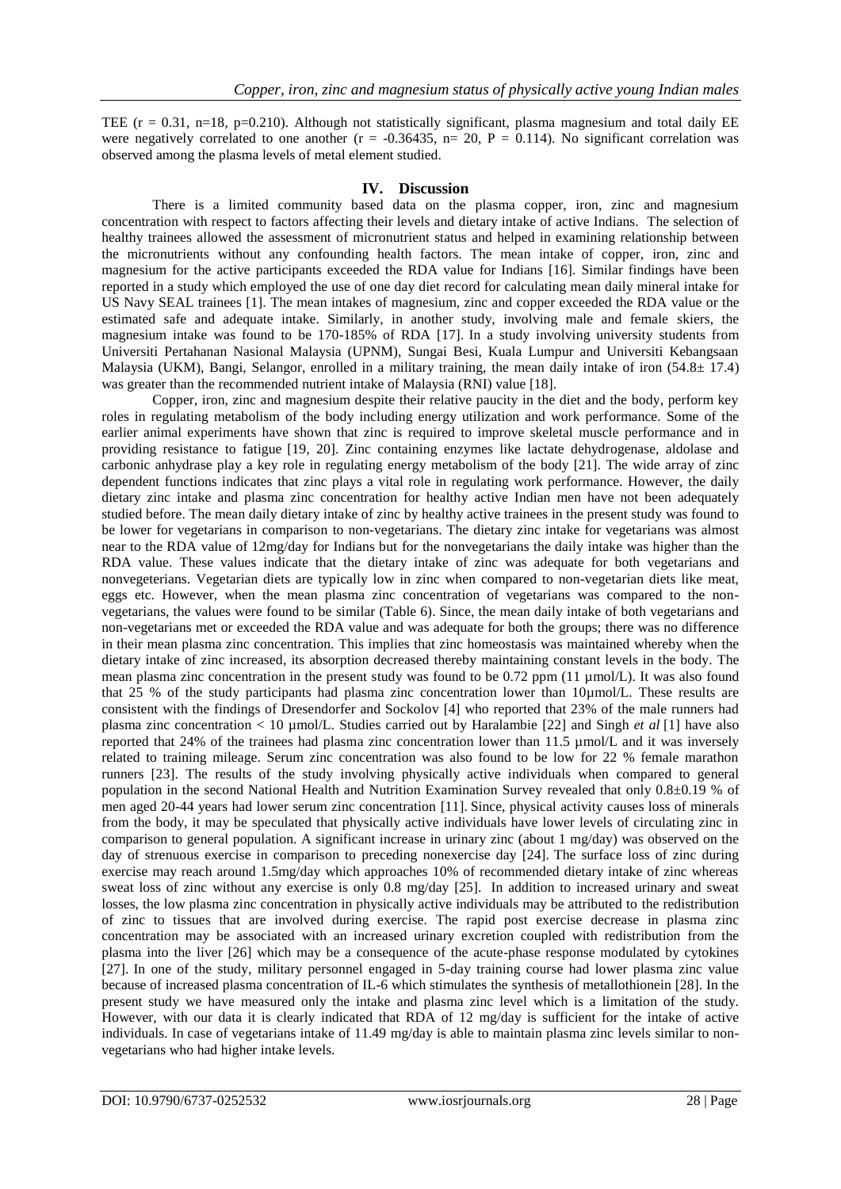TEE ($r = 0.31$, $n=18$, $p=0.210$). Although not statistically significant, plasma magnesium and total daily EE were negatively correlated to one another ($r = -0.36435$, $n= 20$, $P = 0.114$). No significant correlation was observed among the plasma levels of metal element studied.

## IV. Discussion

There is a limited community based data on the plasma copper, iron, zinc and magnesium concentration with respect to factors affecting their levels and dietary intake of active Indians. The selection of healthy trainees allowed the assessment of micronutrient status and helped in examining relationship between the micronutrients without any confounding health factors. The mean intake of copper, iron, zinc and magnesium for the active participants exceeded the RDA value for Indians [16]. Similar findings have been reported in a study which employed the use of one day diet record for calculating mean daily mineral intake for US Navy SEAL trainees [1]. The mean intakes of magnesium, zinc and copper exceeded the RDA value or the estimated safe and adequate intake. Similarly, in another study, involving male and female skiers, the magnesium intake was found to be 170-185% of RDA [17]. In a study involving university students from Universiti Pertahanan Nasional Malaysia (UPNM), Sungai Besi, Kuala Lumpur and Universiti Kebangsaan Malaysia (UKM), Bangi, Selangor, enrolled in a military training, the mean daily intake of iron (54.8± 17.4) was greater than the recommended nutrient intake of Malaysia (RNI) value [18].

Copper, iron, zinc and magnesium despite their relative paucity in the diet and the body, perform key roles in regulating metabolism of the body including energy utilization and work performance. Some of the earlier animal experiments have shown that zinc is required to improve skeletal muscle performance and in providing resistance to fatigue [19, 20]. Zinc containing enzymes like lactate dehydrogenase, aldolase and carbonic anhydrase play a key role in regulating energy metabolism of the body [21]. The wide array of zinc dependent functions indicates that zinc plays a vital role in regulating work performance. However, the daily dietary zinc intake and plasma zinc concentration for healthy active Indian men have not been adequately studied before. The mean daily dietary intake of zinc by healthy active trainees in the present study was found to be lower for vegetarians in comparison to non-vegetarians. The dietary zinc intake for vegetarians was almost near to the RDA value of 12mg/day for Indians but for the nonvegetarians the daily intake was higher than the RDA value. These values indicate that the dietary intake of zinc was adequate for both vegetarians and nonvegeterians. Vegetarian diets are typically low in zinc when compared to non-vegetarian diets like meat, eggs etc. However, when the mean plasma zinc concentration of vegetarians was compared to the non-vegetarians, the values were found to be similar (Table 6). Since, the mean daily intake of both vegetarians and non-vegetarians met or exceeded the RDA value and was adequate for both the groups; there was no difference in their mean plasma zinc concentration. This implies that zinc homeostasis was maintained whereby when the dietary intake of zinc increased, its absorption decreased thereby maintaining constant levels in the body. The mean plasma zinc concentration in the present study was found to be 0.72 ppm (11 µmol/L). It was also found that 25 % of the study participants had plasma zinc concentration lower than 10µmol/L. These results are consistent with the findings of Dresendorfer and Sockolov [4] who reported that 23% of the male runners had plasma zinc concentration < 10 µmol/L. Studies carried out by Haralambie [22] and Singh *et al* [1] have also reported that 24% of the trainees had plasma zinc concentration lower than 11.5 µmol/L and it was inversely related to training mileage. Serum zinc concentration was also found to be low for 22 % female marathon runners [23]. The results of the study involving physically active individuals when compared to general population in the second National Health and Nutrition Examination Survey revealed that only 0.8±0.19 % of men aged 20-44 years had lower serum zinc concentration [11]. Since, physical activity causes loss of minerals from the body, it may be speculated that physically active individuals have lower levels of circulating zinc in comparison to general population. A significant increase in urinary zinc (about 1 mg/day) was observed on the day of strenuous exercise in comparison to preceding nonexercise day [24]. The surface loss of zinc during exercise may reach around 1.5mg/day which approaches 10% of recommended dietary intake of zinc whereas sweat loss of zinc without any exercise is only 0.8 mg/day [25]. In addition to increased urinary and sweat losses, the low plasma zinc concentration in physically active individuals may be attributed to the redistribution of zinc to tissues that are involved during exercise. The rapid post exercise decrease in plasma zinc concentration may be associated with an increased urinary excretion coupled with redistribution from the plasma into the liver [26] which may be a consequence of the acute-phase response modulated by cytokines [27]. In one of the study, military personnel engaged in 5-day training course had lower plasma zinc value because of increased plasma concentration of IL-6 which stimulates the synthesis of metallothionein [28]. In the present study we have measured only the intake and plasma zinc level which is a limitation of the study. However, with our data it is clearly indicated that RDA of 12 mg/day is sufficient for the intake of active individuals. In case of vegetarians intake of 11.49 mg/day is able to maintain plasma zinc levels similar to non-vegetarians who had higher intake levels.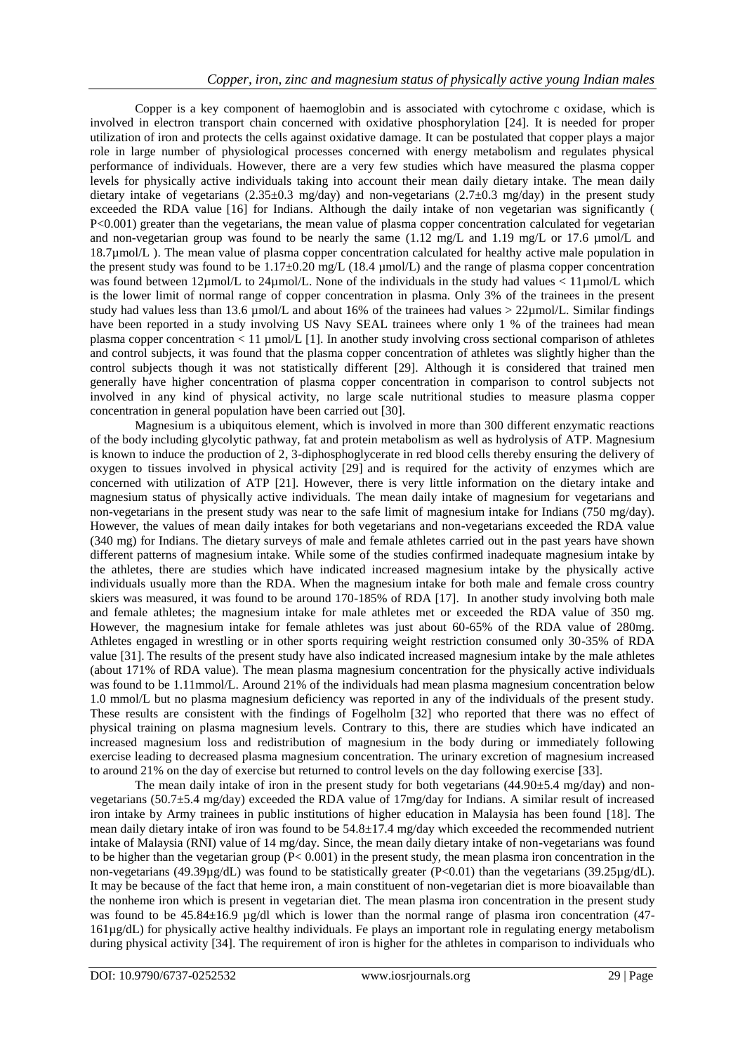Copper is a key component of haemoglobin and is associated with cytochrome c oxidase, which is involved in electron transport chain concerned with oxidative phosphorylation [24]. It is needed for proper utilization of iron and protects the cells against oxidative damage. It can be postulated that copper plays a major role in large number of physiological processes concerned with energy metabolism and regulates physical performance of individuals. However, there are a very few studies which have measured the plasma copper levels for physically active individuals taking into account their mean daily dietary intake. The mean daily dietary intake of vegetarians (2.35±0.3 mg/day) and non-vegetarians (2.7±0.3 mg/day) in the present study exceeded the RDA value [16] for Indians. Although the daily intake of non vegetarian was significantly ( $P<0.001$) greater than the vegetarians, the mean value of plasma copper concentration calculated for vegetarian and non-vegetarian group was found to be nearly the same (1.12 mg/L and 1.19 mg/L or 17.6 µmol/L and 18.7µmol/L ). The mean value of plasma copper concentration calculated for healthy active male population in the present study was found to be 1.17±0.20 mg/L (18.4 µmol/L) and the range of plasma copper concentration was found between 12µmol/L to 24µmol/L. None of the individuals in the study had values < 11µmol/L which is the lower limit of normal range of copper concentration in plasma. Only 3% of the trainees in the present study had values less than 13.6 µmol/L and about 16% of the trainees had values > 22µmol/L. Similar findings have been reported in a study involving US Navy SEAL trainees where only 1 % of the trainees had mean plasma copper concentration < 11 µmol/L [1]. In another study involving cross sectional comparison of athletes and control subjects, it was found that the plasma copper concentration of athletes was slightly higher than the control subjects though it was not statistically different [29]. Although it is considered that trained men generally have higher concentration of plasma copper concentration in comparison to control subjects not involved in any kind of physical activity, no large scale nutritional studies to measure plasma copper concentration in general population have been carried out [30].

Magnesium is a ubiquitous element, which is involved in more than 300 different enzymatic reactions of the body including glycolytic pathway, fat and protein metabolism as well as hydrolysis of ATP. Magnesium is known to induce the production of 2, 3-diphosphoglycerate in red blood cells thereby ensuring the delivery of oxygen to tissues involved in physical activity [29] and is required for the activity of enzymes which are concerned with utilization of ATP [21]. However, there is very little information on the dietary intake and magnesium status of physically active individuals. The mean daily intake of magnesium for vegetarians and non-vegetarians in the present study was near to the safe limit of magnesium intake for Indians (750 mg/day). However, the values of mean daily intakes for both vegetarians and non-vegetarians exceeded the RDA value (340 mg) for Indians. The dietary surveys of male and female athletes carried out in the past years have shown different patterns of magnesium intake. While some of the studies confirmed inadequate magnesium intake by the athletes, there are studies which have indicated increased magnesium intake by the physically active individuals usually more than the RDA. When the magnesium intake for both male and female cross country skiers was measured, it was found to be around 170-185% of RDA [17]. In another study involving both male and female athletes; the magnesium intake for male athletes met or exceeded the RDA value of 350 mg. However, the magnesium intake for female athletes was just about 60-65% of the RDA value of 280mg. Athletes engaged in wrestling or in other sports requiring weight restriction consumed only 30-35% of RDA value [31]. The results of the present study have also indicated increased magnesium intake by the male athletes (about 171% of RDA value). The mean plasma magnesium concentration for the physically active individuals was found to be 1.11mmol/L. Around 21% of the individuals had mean plasma magnesium concentration below 1.0 mmol/L but no plasma magnesium deficiency was reported in any of the individuals of the present study. These results are consistent with the findings of Fogelholm [32] who reported that there was no effect of physical training on plasma magnesium levels. Contrary to this, there are studies which have indicated an increased magnesium loss and redistribution of magnesium in the body during or immediately following exercise leading to decreased plasma magnesium concentration. The urinary excretion of magnesium increased to around 21% on the day of exercise but returned to control levels on the day following exercise [33].

The mean daily intake of iron in the present study for both vegetarians (44.90±5.4 mg/day) and non-vegetarians (50.7±5.4 mg/day) exceeded the RDA value of 17mg/day for Indians. A similar result of increased iron intake by Army trainees in public institutions of higher education in Malaysia has been found [18]. The mean daily dietary intake of iron was found to be 54.8±17.4 mg/day which exceeded the recommended nutrient intake of Malaysia (RNI) value of 14 mg/day. Since, the mean daily dietary intake of non-vegetarians was found to be higher than the vegetarian group ($P< 0.001$) in the present study, the mean plasma iron concentration in the non-vegetarians (49.39µg/dL) was found to be statistically greater ($P<0.01$) than the vegetarians (39.25µg/dL). It may be because of the fact that heme iron, a main constituent of non-vegetarian diet is more bioavailable than the nonheme iron which is present in vegetarian diet. The mean plasma iron concentration in the present study was found to be 45.84±16.9 µg/dl which is lower than the normal range of plasma iron concentration (47-161µg/dL) for physically active healthy individuals. Fe plays an important role in regulating energy metabolism during physical activity [34]. The requirement of iron is higher for the athletes in comparison to individuals who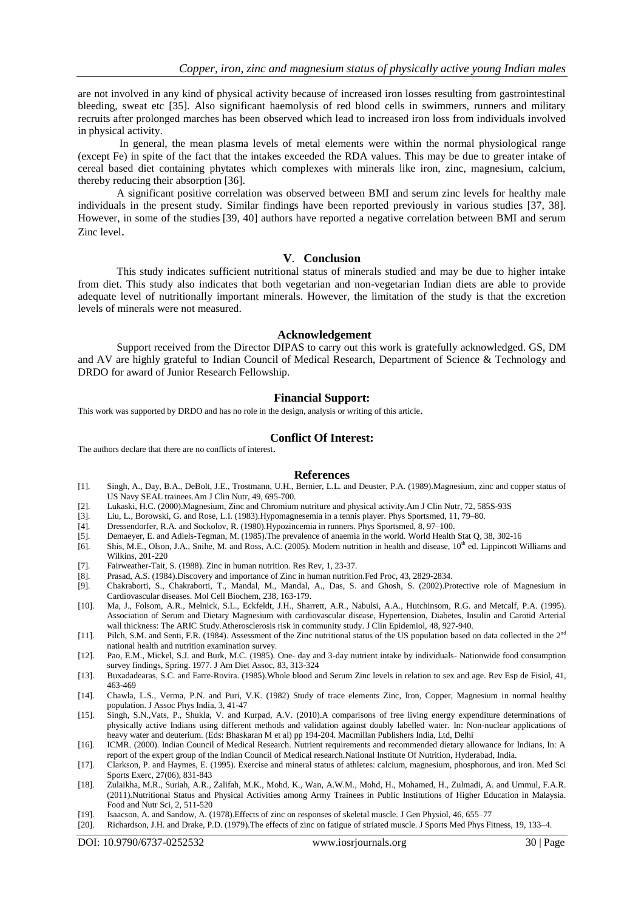are not involved in any kind of physical activity because of increased iron losses resulting from gastrointestinal bleeding, sweat etc [35]. Also significant haemolysis of red blood cells in swimmers, runners and military recruits after prolonged marches has been observed which lead to increased iron loss from individuals involved in physical activity.

In general, the mean plasma levels of metal elements were within the normal physiological range (except Fe) in spite of the fact that the intakes exceeded the RDA values. This may be due to greater intake of cereal based diet containing phytates which complexes with minerals like iron, zinc, magnesium, calcium, thereby reducing their absorption [36].

A significant positive correlation was observed between BMI and serum zinc levels for healthy male individuals in the present study. Similar findings have been reported previously in various studies [37, 38]. However, in some of the studies [39, 40] authors have reported a negative correlation between BMI and serum Zinc level.

## V. Conclusion

This study indicates sufficient nutritional status of minerals studied and may be due to higher intake from diet. This study also indicates that both vegetarian and non-vegetarian Indian diets are able to provide adequate level of nutritionally important minerals. However, the limitation of the study is that the excretion levels of minerals were not measured.

## Acknowledgement

Support received from the Director DIPAS to carry out this work is gratefully acknowledged. GS, DM and AV are highly grateful to Indian Council of Medical Research, Department of Science & Technology and DRDO for award of Junior Research Fellowship.

## Financial Support:

This work was supported by DRDO and has no role in the design, analysis or writing of this article.

## Conflict Of Interest:

The authors declare that there are no conflicts of interest.

## References

[1]. Singh, A., Day, B.A., DeBolt, J.E., Trostmann, U.H., Bernier, L.L. and Deuster, P.A. (1989).Magnesium, zinc and copper status of US Navy SEAL trainees.Am J Clin Nutr, 49, 695-700.

[2]. Lukaski, H.C. (2000).Magnesium, Zinc and Chromium nutriture and physical activity.Am J Clin Nutr, 72, 585S-93S

[3]. Liu, L., Borowski, G. and Rose, L.I. (1983).Hypomagnesemia in a tennis player. Phys Sportsmed, 11, 79–80.

[4]. Dressendorfer, R.A. and Sockolov, R. (1980).Hypozincemia in runners. Phys Sportsmed, 8, 97–100.

[5]. Demaeyer, E. and Adiels-Tegman, M. (1985).The prevalence of anaemia in the world. World Health Stat Q, 38, 302-16

[6]. Shis, M.E., Olson, J.A., Snihe, M. and Ross, A.C. (2005). Modern nutrition in health and disease, 10th ed. Lippincott Williams and Wilkins, 201-220

[7]. Fairweather-Tait, S. (1988). Zinc in human nutrition. Res Rev, 1, 23-37.

[8]. Prasad, A.S. (1984).Discovery and importance of Zinc in human nutrition.Fed Proc, 43, 2829-2834.

[9]. Chakraborti, S., Chakraborti, T., Mandal, M., Mandal, A., Das, S. and Ghosh, S. (2002).Protective role of Magnesium in Cardiovascular diseases. Mol Cell Biochem, 238, 163-179.

[10]. Ma, J., Folsom, A.R., Melnick, S.L., Eckfeldt, J.H., Sharrett, A.R., Nabulsi, A.A., Hutchinsom, R.G. and Metcalf, P.A. (1995). Association of Serum and Dietary Magnesium with cardiovascular disease, Hypertension, Diabetes, Insulin and Carotid Arterial wall thickness: The ARIC Study.Atherosclerosis risk in community study. J Clin Epidemiol, 48, 927-940.

[11]. Pilch, S.M. and Senti, F.R. (1984). Assessment of the Zinc nutritional status of the US population based on data collected in the 2nd national health and nutrition examination survey.

[12]. Pao, E.M., Mickel, S.J. and Burk, M.C. (1985). One- day and 3-day nutrient intake by individuals- Nationwide food consumption survey findings, Spring. 1977. J Am Diet Assoc, 83, 313-324

[13]. Buxadadearas, S.C. and Farre-Rovira. (1985).Whole blood and Serum Zinc levels in relation to sex and age. Rev Esp de Fisiol, 41, 463-469

[14]. Chawla, L.S., Verma, P.N. and Puri, V.K. (1982) Study of trace elements Zinc, Iron, Copper, Magnesium in normal healthy population. J Assoc Phys India, 3, 41-47

[15]. Singh, S.N.,Vats, P., Shukla, V. and Kurpad, A.V. (2010).A comparisons of free living energy expenditure determinations of physically active Indians using different methods and validation against doubly labelled water. In: Non-nuclear applications of heavy water and deuterium. (Eds: Bhaskaran M et al) pp 194-204. Macmillan Publishers India, Ltd, Delhi

[16]. ICMR. (2000). Indian Council of Medical Research. Nutrient requirements and recommended dietary allowance for Indians, In: A report of the expert group of the Indian Council of Medical research.National Institute Of Nutrition, Hyderabad, India.

[17]. Clarkson, P. and Haymes, E. (1995). Exercise and mineral status of athletes: calcium, magnesium, phosphorous, and iron. Med Sci Sports Exerc, 27(06), 831-843

[18]. Zulaikha, M.R., Suriah, A.R., Zalifah, M.K., Mohd, K., Wan, A.W.M., Mohd, H., Mohamed, H., Zulmadi, A. and Ummul, F.A.R. (2011).Nutritional Status and Physical Activities among Army Trainees in Public Institutions of Higher Education in Malaysia. Food and Nutr Sci, 2, 511-520

[19]. Isaacson, A. and Sandow, A. (1978).Effects of zinc on responses of skeletal muscle. J Gen Physiol, 46, 655–77

[20]. Richardson, J.H. and Drake, P.D. (1979).The effects of zinc on fatigue of striated muscle. J Sports Med Phys Fitness, 19, 133–4.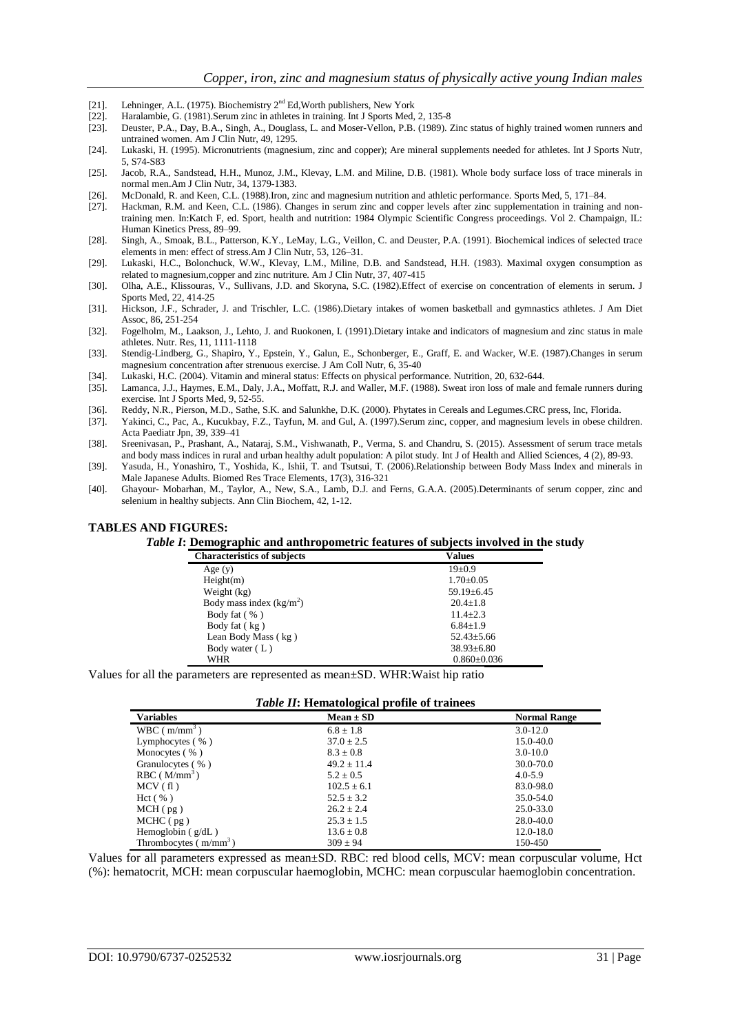[21]. Lehninger, A.L. (1975). Biochemistry 2nd Ed,Worth publishers, New York

[22]. Haralambie, G. (1981).Serum zinc in athletes in training. Int J Sports Med, 2, 135-8

[23]. Deuster, P.A., Day, B.A., Singh, A., Douglass, L. and Moser-Vellon, P.B. (1989). Zinc status of highly trained women runners and untrained women. Am J Clin Nutr, 49, 1295.

[24]. Lukaski, H. (1995). Micronutrients (magnesium, zinc and copper); Are mineral supplements needed for athletes. Int J Sports Nutr, 5, S74-S83

[25]. Jacob, R.A., Sandstead, H.H., Munoz, J.M., Klevay, L.M. and Miline, D.B. (1981). Whole body surface loss of trace minerals in normal men.Am J Clin Nutr, 34, 1379-1383.

[26]. McDonald, R. and Keen, C.L. (1988).Iron, zinc and magnesium nutrition and athletic performance. Sports Med, 5, 171–84.

[27]. Hackman, R.M. and Keen, C.L. (1986). Changes in serum zinc and copper levels after zinc supplementation in training and non-training men. In:Katch F, ed. Sport, health and nutrition: 1984 Olympic Scientific Congress proceedings. Vol 2. Champaign, IL: Human Kinetics Press, 89–99.

[28]. Singh, A., Smoak, B.L., Patterson, K.Y., LeMay, L.G., Veillon, C. and Deuster, P.A. (1991). Biochemical indices of selected trace elements in men: effect of stress.Am J Clin Nutr, 53, 126–31.

[29]. Lukaski, H.C., Bolonchuck, W.W., Klevay, L.M., Miline, D.B. and Sandstead, H.H. (1983). Maximal oxygen consumption as related to magnesium,copper and zinc nutriture. Am J Clin Nutr, 37, 407-415

[30]. Olha, A.E., Klissouras, V., Sullivans, J.D. and Skoryna, S.C. (1982).Effect of exercise on concentration of elements in serum. J Sports Med, 22, 414-25

[31]. Hickson, J.F., Schrader, J. and Trischler, L.C. (1986).Dietary intakes of women basketball and gymnastics athletes. J Am Diet Assoc, 86, 251-254

[32]. Fogelholm, M., Laakson, J., Lehto, J. and Ruokonen, I. (1991).Dietary intake and indicators of magnesium and zinc status in male athletes. Nutr. Res, 11, 1111-1118

[33]. Stendig-Lindberg, G., Shapiro, Y., Epstein, Y., Galun, E., Schonberger, E., Graff, E. and Wacker, W.E. (1987).Changes in serum magnesium concentration after strenuous exercise. J Am Coll Nutr, 6, 35-40

[34]. Lukaski, H.C. (2004). Vitamin and mineral status: Effects on physical performance. Nutrition, 20, 632-644.

[35]. Lamanca, J.J., Haymes, E.M., Daly, J.A., Moffatt, R.J. and Waller, M.F. (1988). Sweat iron loss of male and female runners during exercise. Int J Sports Med, 9, 52-55.

[36]. Reddy, N.R., Pierson, M.D., Sathe, S.K. and Salunkhe, D.K. (2000). Phytates in Cereals and Legumes.CRC press, Inc, Florida.

[37]. Yakinci, C., Pac, A., Kucukbay, F.Z., Tayfun, M. and Gul, A. (1997).Serum zinc, copper, and magnesium levels in obese children. Acta Paediatr Jpn, 39, 339–41

[38]. Sreenivasan, P., Prashant, A., Nataraj, S.M., Vishwanath, P., Verma, S. and Chandru, S. (2015). Assessment of serum trace metals and body mass indices in rural and urban healthy adult population: A pilot study. Int J of Health and Allied Sciences, 4 (2), 89-93.

[39]. Yasuda, H., Yonashiro, T., Yoshida, K., Ishii, T. and Tsutsui, T. (2006).Relationship between Body Mass Index and minerals in Male Japanese Adults. Biomed Res Trace Elements, 17(3), 316-321

[40]. Ghayour- Mobarhan, M., Taylor, A., New, S.A., Lamb, D.J. and Ferns, G.A.A. (2005).Determinants of serum copper, zinc and selenium in healthy subjects. Ann Clin Biochem, 42, 1-12.

## TABLES AND FIGURES:

***Table I*: Demographic and anthropometric features of subjects involved in the study**

| Characteristics of subjects | Values |
|---|---|
| Age (y) | 19±0.9 |
| Height(m) | 1.70±0.05 |
| Weight (kg) | 59.19±6.45 |
| Body mass index (kg/m$^2$) | 20.4±1.8 |
| Body fat ( % ) | 11.4±2.3 |
| Body fat ( kg ) | 6.84±1.9 |
| Lean Body Mass ( kg ) | 52.43±5.66 |
| Body water ( L ) | 38.93±6.80 |
| WHR | 0.860±0.036 |

Values for all the parameters are represented as mean±SD. WHR:Waist hip ratio

***Table II*: Hematological profile of trainees**

| Variables | Mean ± SD | Normal Range |
|---|---|---|
| WBC ( m/mm$^3$ ) | 6.8 ± 1.8 | 3.0-12.0 |
| Lymphocytes ( % ) | 37.0 ± 2.5 | 15.0-40.0 |
| Monocytes ( % ) | 8.3 ± 0.8 | 3.0-10.0 |
| Granulocytes ( % ) | 49.2 ± 11.4 | 30.0-70.0 |
| RBC ( M/mm$^3$ ) | 5.2 ± 0.5 | 4.0-5.9 |
| MCV ( fl ) | 102.5 ± 6.1 | 83.0-98.0 |
| Hct ( % ) | 52.5 ± 3.2 | 35.0-54.0 |
| MCH ( pg ) | 26.2 ± 2.4 | 25.0-33.0 |
| MCHC ( pg ) | 25.3 ± 1.5 | 28.0-40.0 |
| Hemoglobin ( g/dL ) | 13.6 ± 0.8 | 12.0-18.0 |
| Thrombocytes ( m/mm$^3$ ) | 309 ± 94 | 150-450 |

Values for all parameters expressed as mean±SD. RBC: red blood cells, MCV: mean corpuscular volume, Hct (%): hematocrit, MCH: mean corpuscular haemoglobin, MCHC: mean corpuscular haemoglobin concentration.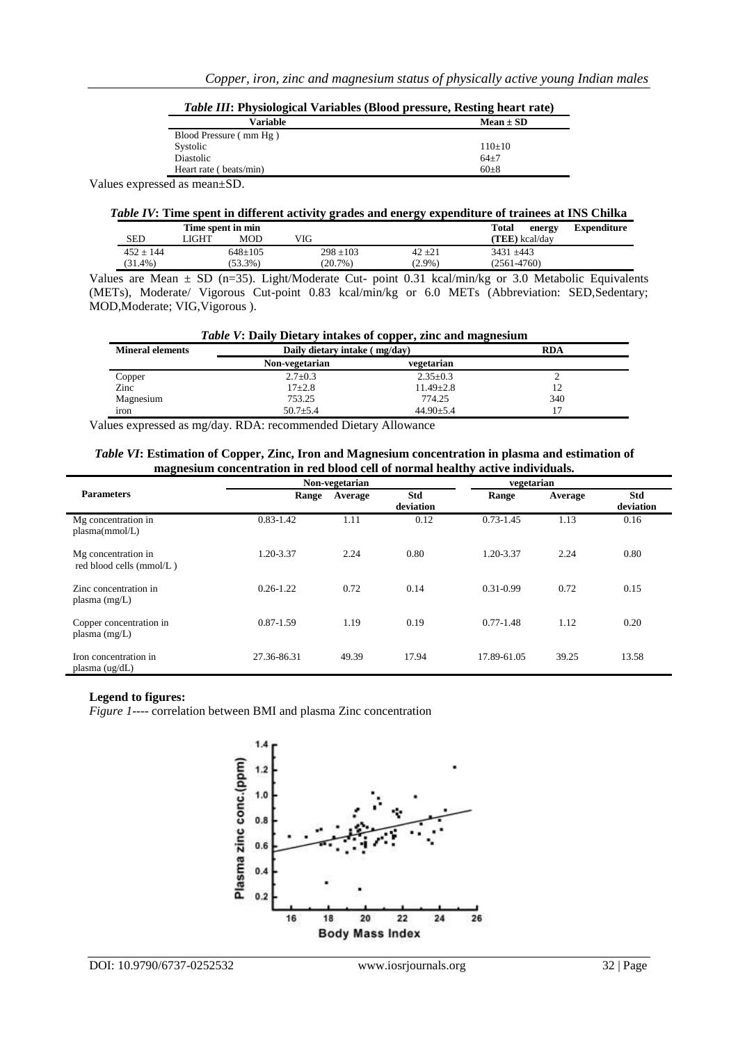*Table III*: **Physiological Variables (Blood pressure, Resting heart rate)**

| Variable | Mean ± SD |
|---|---|
| Blood Pressure ( mm Hg ) | |
| Systolic | 110±10 |
| Diastolic | 64±7 |
| Heart rate ( beats/min) | 60±8 |

Values expressed as mean±SD.

*Table IV*: **Time spent in different activity grades and energy expenditure of trainees at INS Chilka**

| Time spent in min | | | | Total energy Expenditure |
|---|---|---|---|---|
| SED | LIGHT | MOD | VIG | **(TEE)** kcal/day |
| 452 ± 144 (31.4%) | 648±105 (53.3%) | 298 ±103 (20.7%) | 42 ±21 (2.9%) | 3431 ±443 (2561-4760) |

Values are Mean ± SD (n=35). Light/Moderate Cut- point 0.31 kcal/min/kg or 3.0 Metabolic Equivalents (METs), Moderate/ Vigorous Cut-point 0.83 kcal/min/kg or 6.0 METs (Abbreviation: SED,Sedentary; MOD,Moderate; VIG,Vigorous ).

*Table V*: **Daily Dietary intakes of copper, zinc and magnesium**

| Mineral elements | Daily dietary intake ( mg/day) | | RDA |
|---|---|---|---|
| | Non-vegetarian | vegetarian | |
| Copper | 2.7±0.3 | 2.35±0.3 | 2 |
| Zinc | 17±2.8 | 11.49±2.8 | 12 |
| Magnesium | 753.25 | 774.25 | 340 |
| iron | 50.7±5.4 | 44.90±5.4 | 17 |

Values expressed as mg/day. RDA: recommended Dietary Allowance

*Table VI*: **Estimation of Copper, Zinc, Iron and Magnesium concentration in plasma and estimation of magnesium concentration in red blood cell of normal healthy active individuals.**

| Parameters | Non-vegetarian | | | vegetarian | | |
|---|---|---|---|---|---|---|
| | Range | Average | Std deviation | Range | Average | Std deviation |
| Mg concentration in plasma(mmol/L) | 0.83-1.42 | 1.11 | 0.12 | 0.73-1.45 | 1.13 | 0.16 |
| Mg concentration in red blood cells (mmol/L ) | 1.20-3.37 | 2.24 | 0.80 | 1.20-3.37 | 2.24 | 0.80 |
| Zinc concentration in plasma (mg/L) | 0.26-1.22 | 0.72 | 0.14 | 0.31-0.99 | 0.72 | 0.15 |
| Copper concentration in plasma (mg/L) | 0.87-1.59 | 1.19 | 0.19 | 0.77-1.48 | 1.12 | 0.20 |
| Iron concentration in plasma (ug/dL) | 27.36-86.31 | 49.39 | 17.94 | 17.89-61.05 | 39.25 | 13.58 |

**Legend to figures:**

*Figure 1----* correlation between BMI and plasma Zinc concentration

Plasma zinc conc.(ppm)
1.4
1.2
1.0
0.8
0.6
0.4
0.2
16
18
20
22
24
26
Body Mass Index